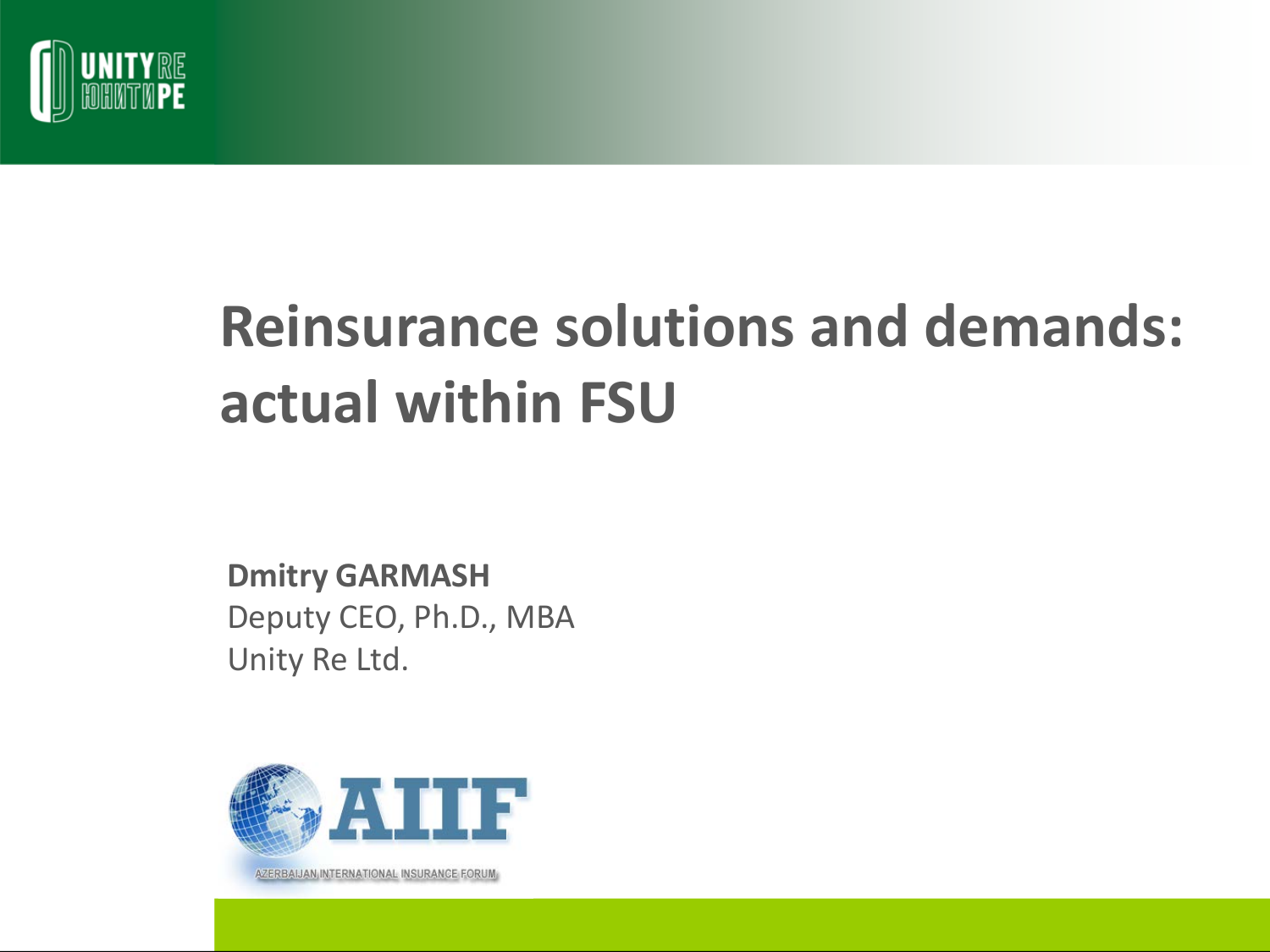# Reinsurance solutions and demands: actual within FSU

**Dmitry GARMASH**
Deputy CEO, Ph.D., MBA
Unity Re Ltd.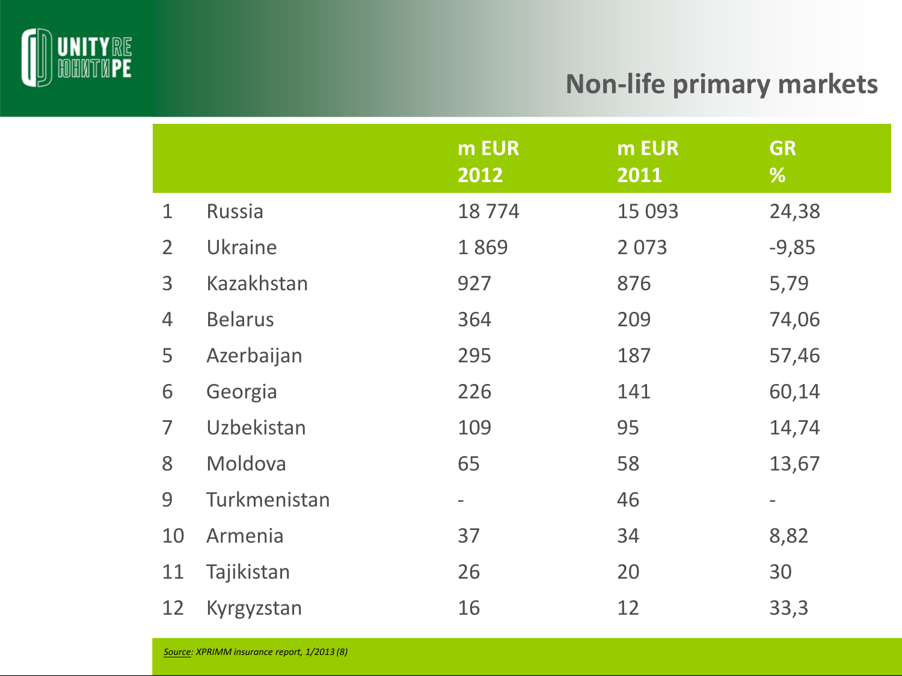# Non-life primary markets

| | | m EUR 2012 | m EUR 2011 | GR % |
|---|---|---|---|---|
| 1 | Russia | 18 774 | 15 093 | 24,38 |
| 2 | Ukraine | 1 869 | 2 073 | -9,85 |
| 3 | Kazakhstan | 927 | 876 | 5,79 |
| 4 | Belarus | 364 | 209 | 74,06 |
| 5 | Azerbaijan | 295 | 187 | 57,46 |
| 6 | Georgia | 226 | 141 | 60,14 |
| 7 | Uzbekistan | 109 | 95 | 14,74 |
| 8 | Moldova | 65 | 58 | 13,67 |
| 9 | Turkmenistan | - | 46 | - |
| 10 | Armenia | 37 | 34 | 8,82 |
| 11 | Tajikistan | 26 | 20 | 30 |
| 12 | Kyrgyzstan | 16 | 12 | 33,3 |

*Source: XPRIMM insurance report, 1/2013 (8)*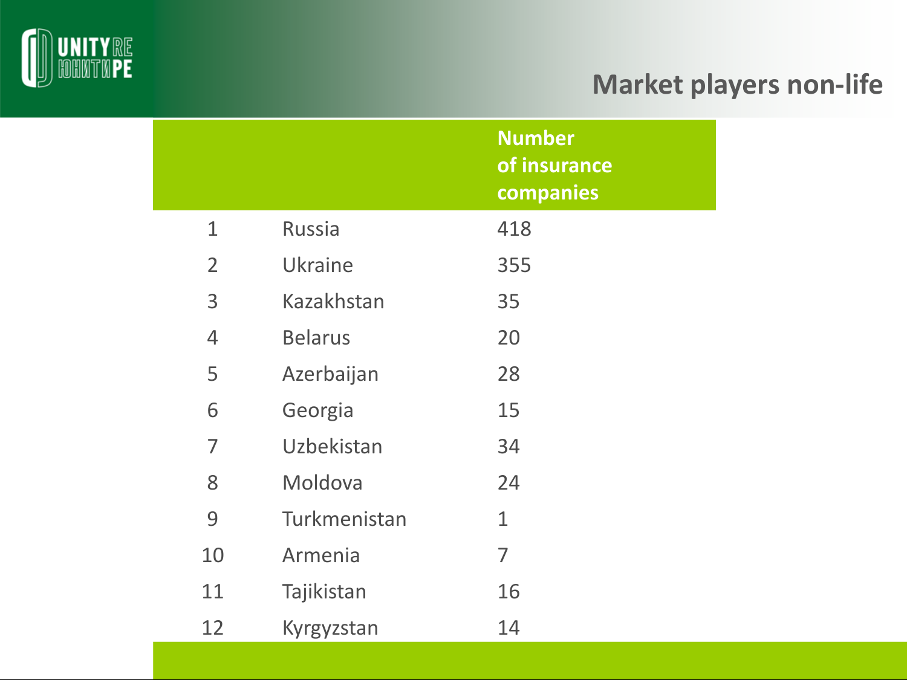## Market players non-life

| | | Number of insurance companies |
|---|---|---|
| 1 | Russia | 418 |
| 2 | Ukraine | 355 |
| 3 | Kazakhstan | 35 |
| 4 | Belarus | 20 |
| 5 | Azerbaijan | 28 |
| 6 | Georgia | 15 |
| 7 | Uzbekistan | 34 |
| 8 | Moldova | 24 |
| 9 | Turkmenistan | 1 |
| 10 | Armenia | 7 |
| 11 | Tajikistan | 16 |
| 12 | Kyrgyzstan | 14 |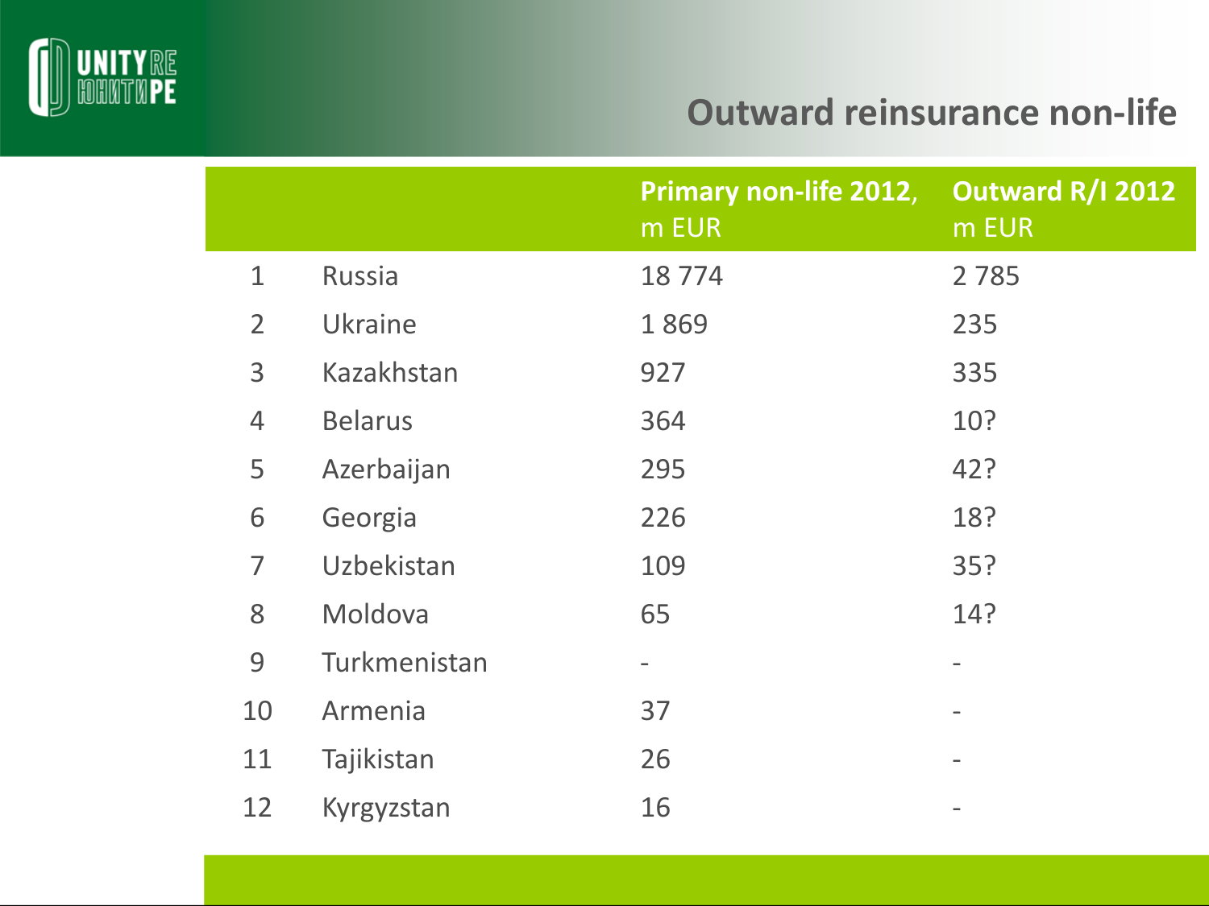# Outward reinsurance non-life

| | | Primary non-life 2012, m EUR | Outward R/I 2012 m EUR |
|---|---|---|---|
| 1 | Russia | 18 774 | 2 785 |
| 2 | Ukraine | 1 869 | 235 |
| 3 | Kazakhstan | 927 | 335 |
| 4 | Belarus | 364 | 10? |
| 5 | Azerbaijan | 295 | 42? |
| 6 | Georgia | 226 | 18? |
| 7 | Uzbekistan | 109 | 35? |
| 8 | Moldova | 65 | 14? |
| 9 | Turkmenistan | - | - |
| 10 | Armenia | 37 | - |
| 11 | Tajikistan | 26 | - |
| 12 | Kyrgyzstan | 16 | - |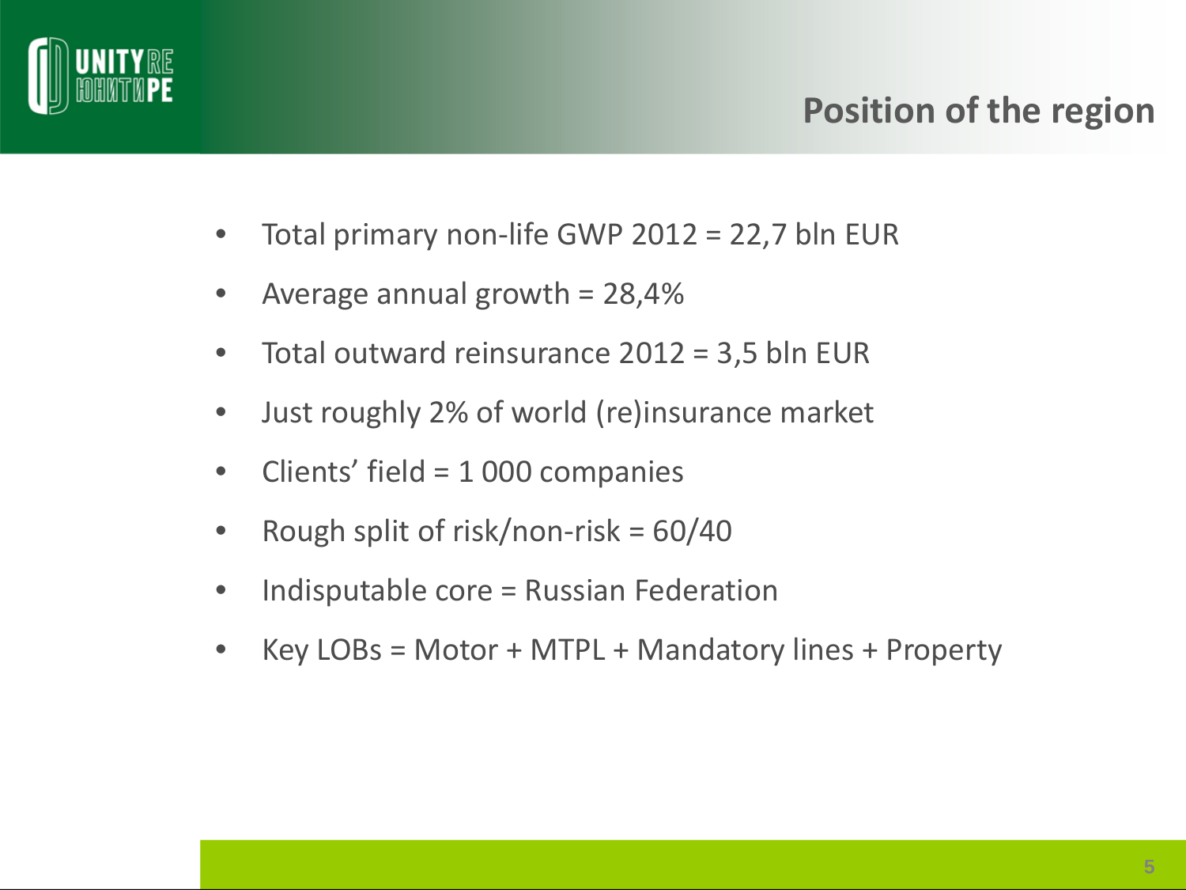# Position of the region

- Total primary non-life GWP 2012 = 22,7 bln EUR
- Average annual growth = 28,4%
- Total outward reinsurance 2012 = 3,5 bln EUR
- Just roughly 2% of world (re)insurance market
- Clients' field = 1 000 companies
- Rough split of risk/non-risk = 60/40
- Indisputable core = Russian Federation
- Key LOBs = Motor + MTPL + Mandatory lines + Property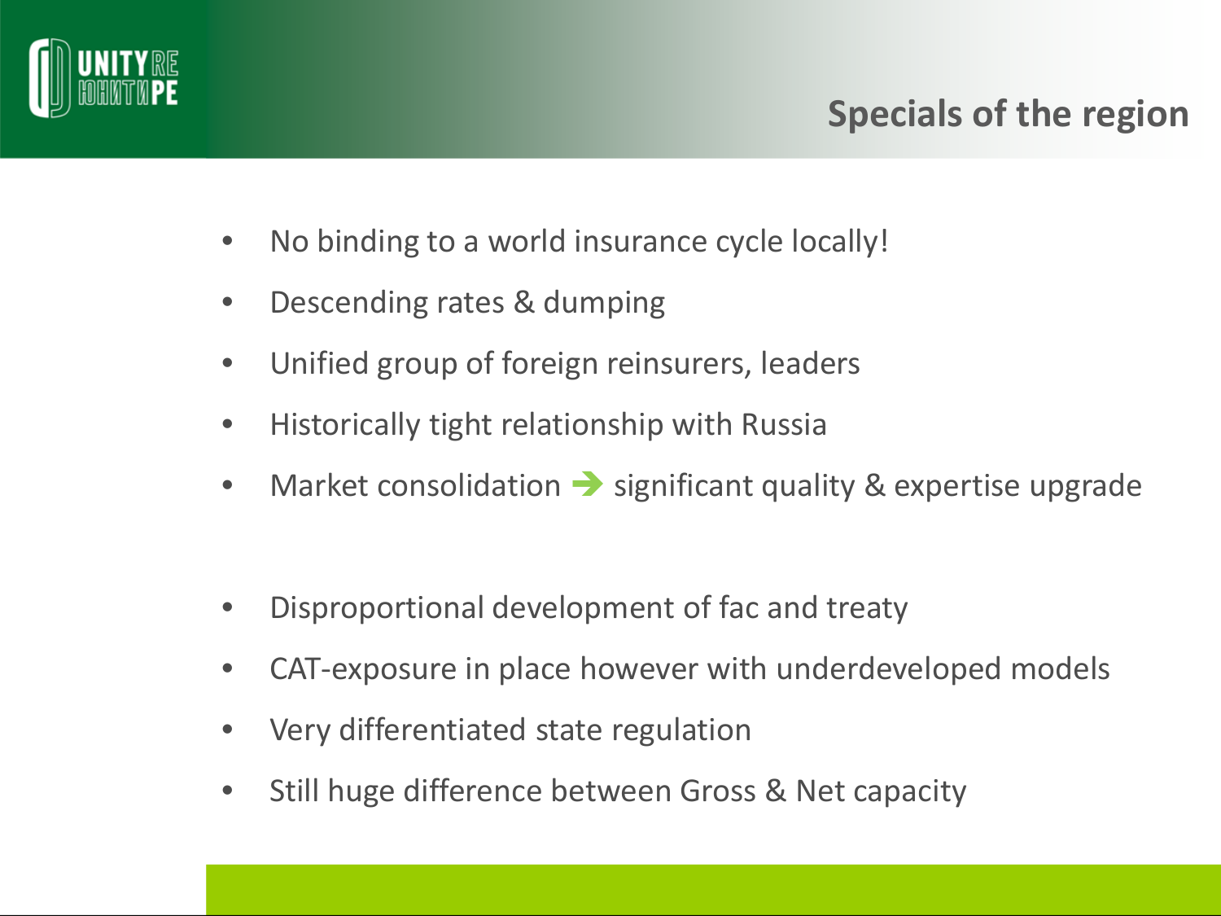# Specials of the region

- No binding to a world insurance cycle locally!
- Descending rates & dumping
- Unified group of foreign reinsurers, leaders
- Historically tight relationship with Russia
- Market consolidation → significant quality & expertise upgrade

- Disproportional development of fac and treaty
- CAT-exposure in place however with underdeveloped models
- Very differentiated state regulation
- Still huge difference between Gross & Net capacity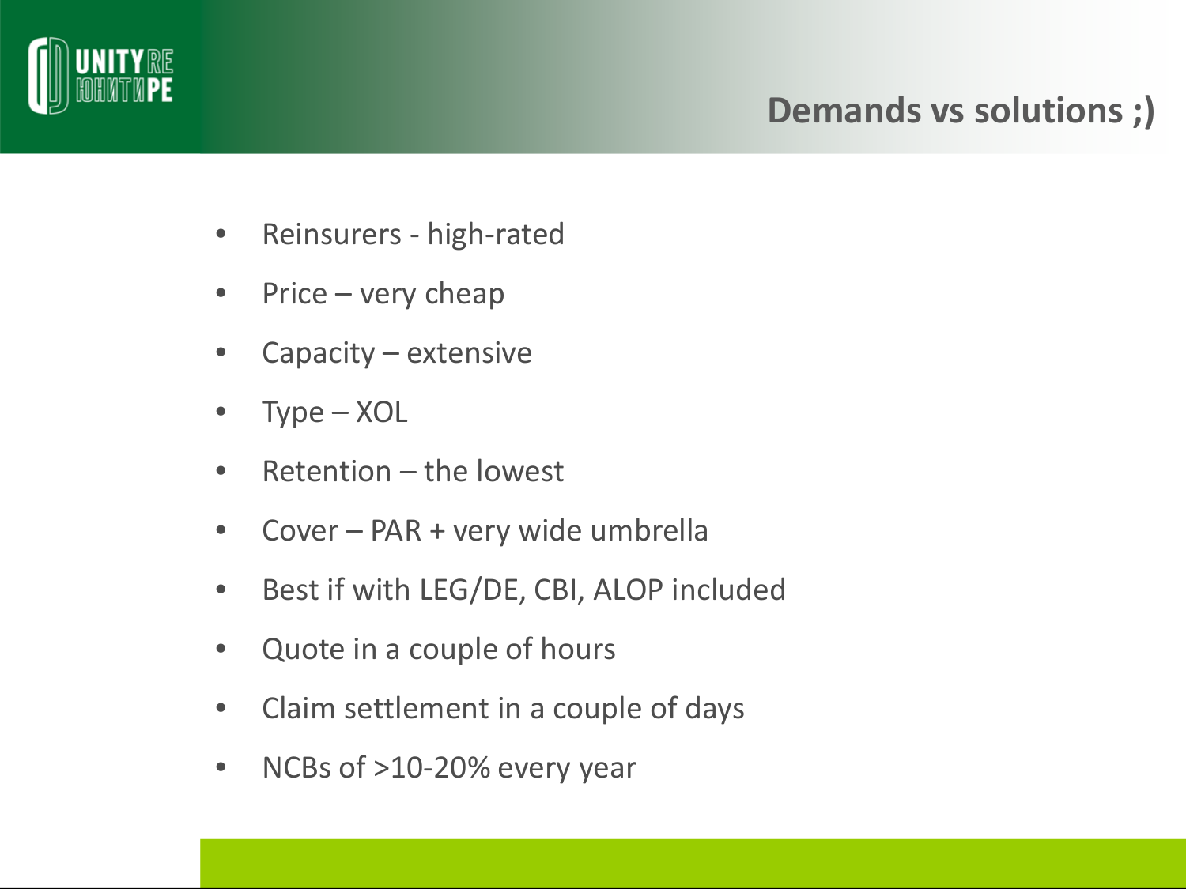## Demands vs solutions ;)

- Reinsurers - high-rated
- Price – very cheap
- Capacity – extensive
- Type – XOL
- Retention – the lowest
- Cover – PAR + very wide umbrella
- Best if with LEG/DE, CBI, ALOP included
- Quote in a couple of hours
- Claim settlement in a couple of days
- NCBs of >10-20% every year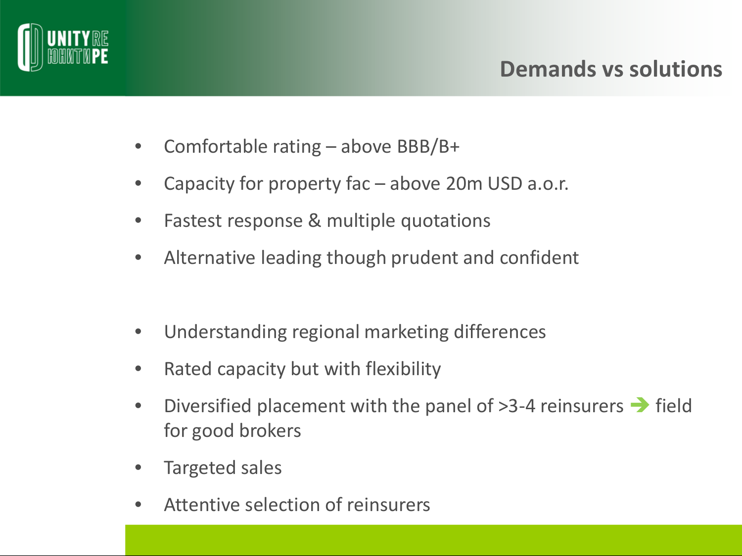# Demands vs solutions

- Comfortable rating – above BBB/B+
- Capacity for property fac – above 20m USD a.o.r.
- Fastest response & multiple quotations
- Alternative leading though prudent and confident

- Understanding regional marketing differences
- Rated capacity but with flexibility
- Diversified placement with the panel of >3-4 reinsurers ➔ field for good brokers
- Targeted sales
- Attentive selection of reinsurers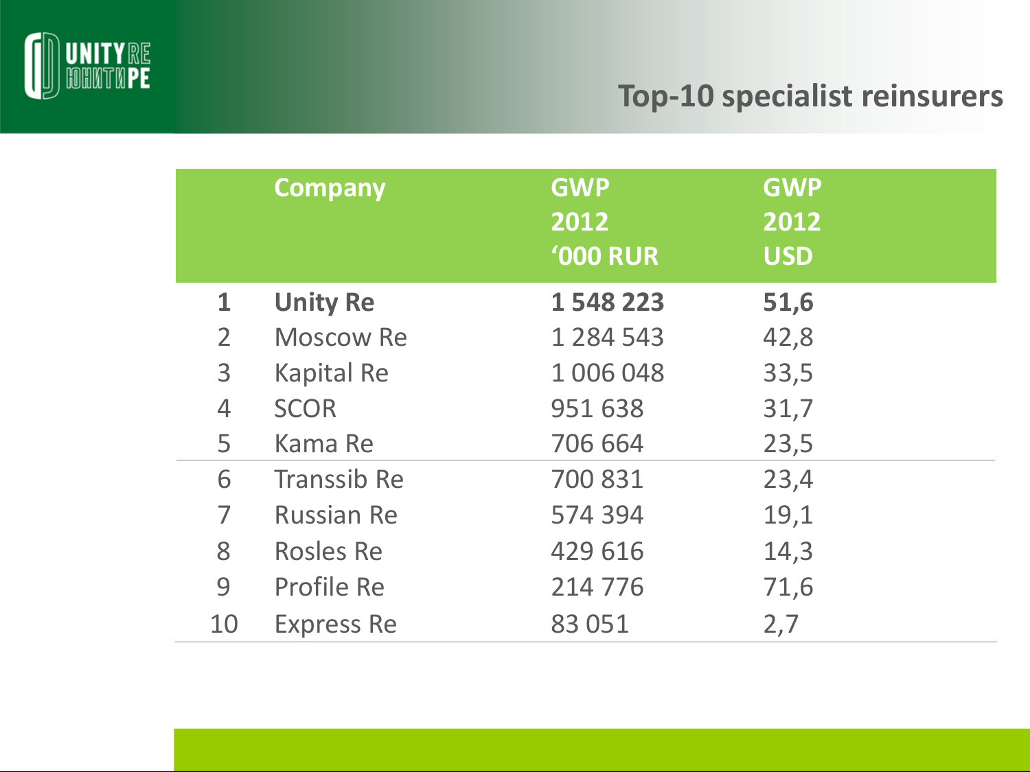# Top-10 specialist reinsurers

| | Company | GWP 2012 '000 RUR | GWP 2012 USD |
|---|---|---|---|
| **1** | **Unity Re** | **1 548 223** | **51,6** |
| 2 | Moscow Re | 1 284 543 | 42,8 |
| 3 | Kapital Re | 1 006 048 | 33,5 |
| 4 | SCOR | 951 638 | 31,7 |
| 5 | Kama Re | 706 664 | 23,5 |
| 6 | Transsib Re | 700 831 | 23,4 |
| 7 | Russian Re | 574 394 | 19,1 |
| 8 | Rosles Re | 429 616 | 14,3 |
| 9 | Profile Re | 214 776 | 71,6 |
| 10 | Express Re | 83 051 | 2,7 |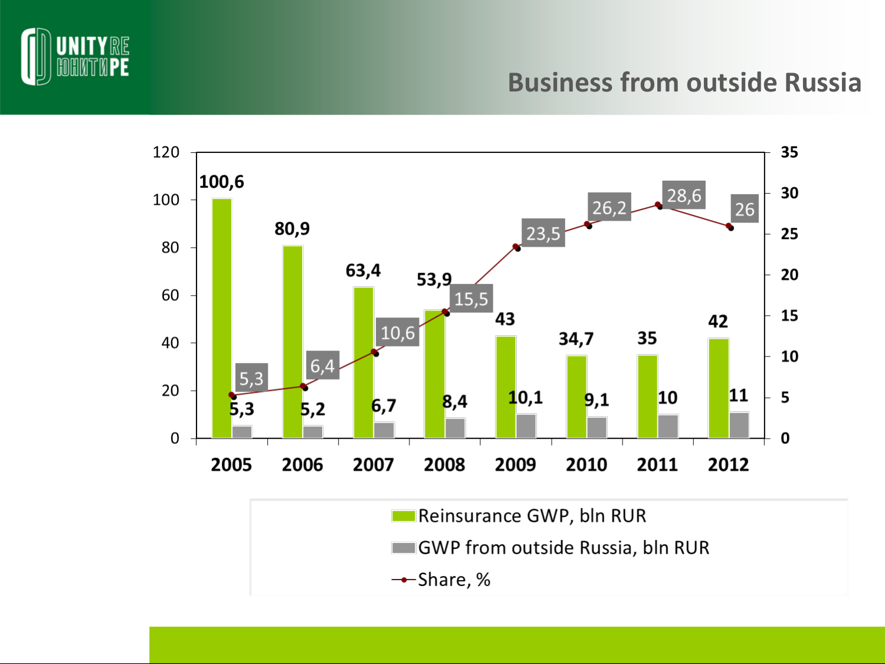# Business from outside Russia

| Year | Reinsurance GWP, bln RUR | GWP from outside Russia, bln RUR | Share, % |
|---|---|---|---|
| 2005 | 100,6 | 5,3 | 5,3 |
| 2006 | 80,9 | 5,2 | 6,4 |
| 2007 | 63,4 | 6,7 | 10,6 |
| 2008 | 53,9 | 8,4 | 15,5 |
| 2009 | 43 | 10,1 | 23,5 |
| 2010 | 34,7 | 9,1 | 26,2 |
| 2011 | 35 | 10 | 28,6 |
| 2012 | 42 | 11 | 26 |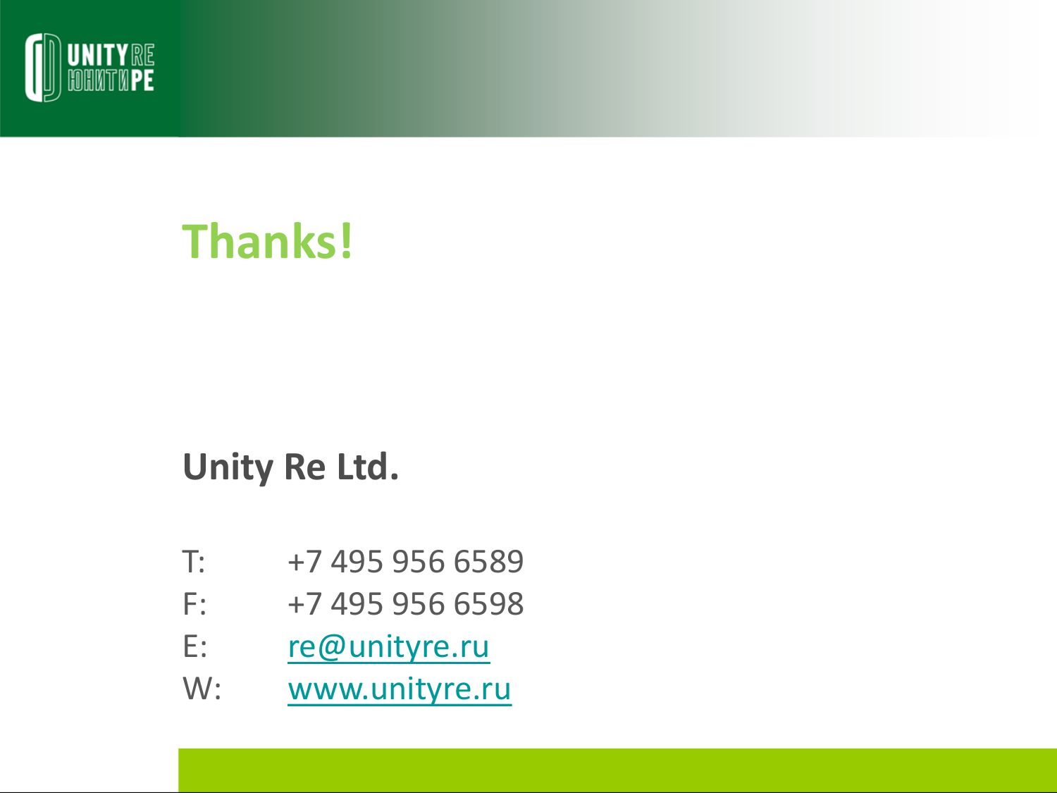# Thanks!

**Unity Re Ltd.**

T: +7 495 956 6589
F: +7 495 956 6598
E: re@unityre.ru
W: www.unityre.ru